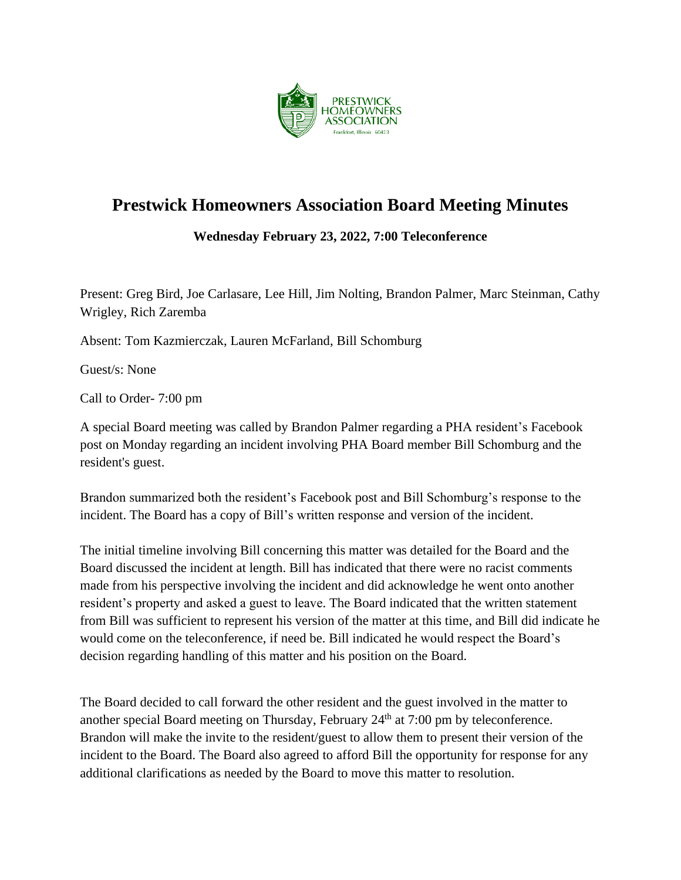PRESTWICK HOMEOWNERS ASSOCIATION

Frankfort, Illinois 60423

# Prestwick Homeowners Association Board Meeting Minutes

**Wednesday February 23, 2022, 7:00 Teleconference**

Present: Greg Bird, Joe Carlasare, Lee Hill, Jim Nolting, Brandon Palmer, Marc Steinman, Cathy Wrigley, Rich Zaremba

Absent: Tom Kazmierczak, Lauren McFarland, Bill Schomburg

Guest/s: None

Call to Order- 7:00 pm

A special Board meeting was called by Brandon Palmer regarding a PHA resident's Facebook post on Monday regarding an incident involving PHA Board member Bill Schomburg and the resident's guest.

Brandon summarized both the resident's Facebook post and Bill Schomburg's response to the incident. The Board has a copy of Bill's written response and version of the incident.

The initial timeline involving Bill concerning this matter was detailed for the Board and the Board discussed the incident at length. Bill has indicated that there were no racist comments made from his perspective involving the incident and did acknowledge he went onto another resident's property and asked a guest to leave. The Board indicated that the written statement from Bill was sufficient to represent his version of the matter at this time, and Bill did indicate he would come on the teleconference, if need be. Bill indicated he would respect the Board's decision regarding handling of this matter and his position on the Board.

The Board decided to call forward the other resident and the guest involved in the matter to another special Board meeting on Thursday, February 24th at 7:00 pm by teleconference. Brandon will make the invite to the resident/guest to allow them to present their version of the incident to the Board. The Board also agreed to afford Bill the opportunity for response for any additional clarifications as needed by the Board to move this matter to resolution.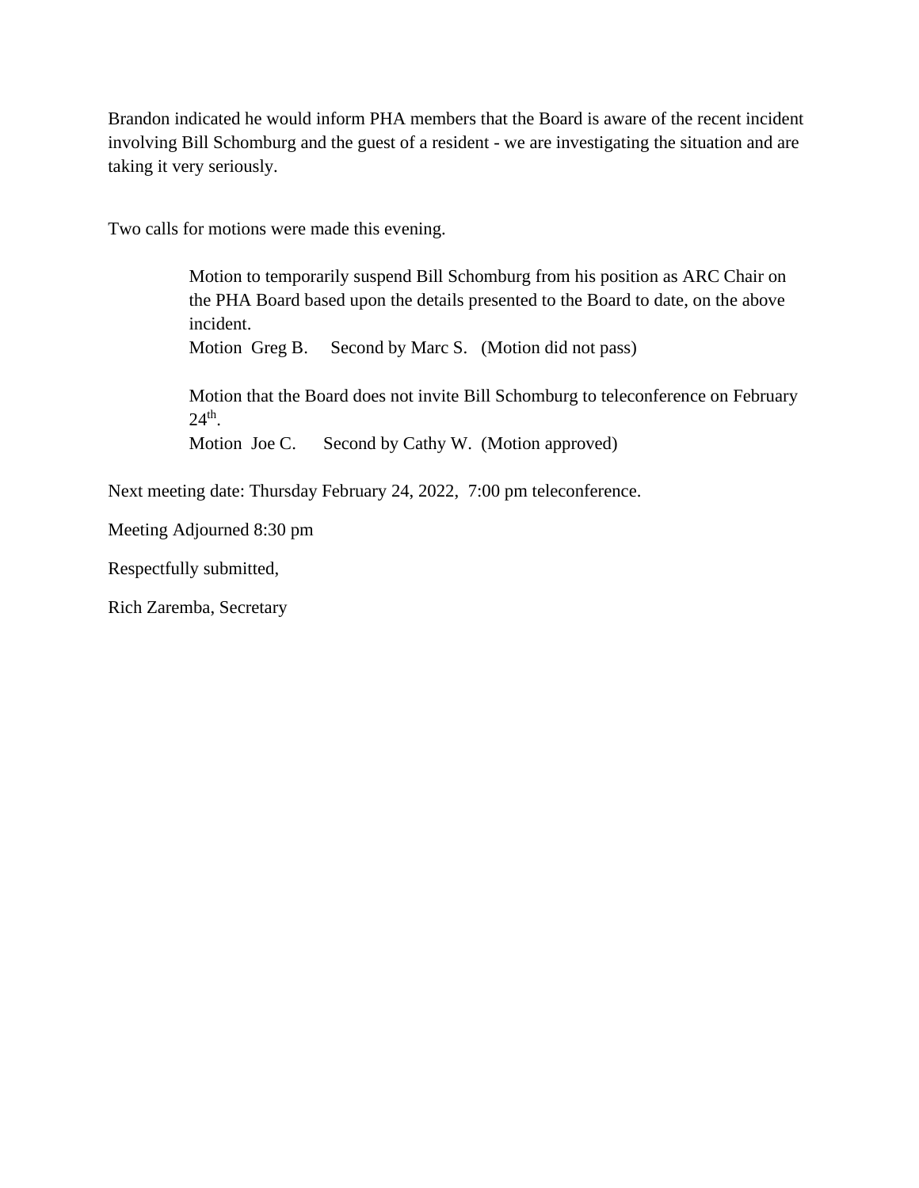Brandon indicated he would inform PHA members that the Board is aware of the recent incident involving Bill Schomburg and the guest of a resident - we are investigating the situation and are taking it very seriously.

Two calls for motions were made this evening.

> Motion to temporarily suspend Bill Schomburg from his position as ARC Chair on the PHA Board based upon the details presented to the Board to date, on the above incident.
> Motion Greg B. Second by Marc S. (Motion did not pass)
>
> Motion that the Board does not invite Bill Schomburg to teleconference on February 24th.
> Motion Joe C. Second by Cathy W. (Motion approved)

Next meeting date: Thursday February 24, 2022, 7:00 pm teleconference.

Meeting Adjourned 8:30 pm

Respectfully submitted,

Rich Zaremba, Secretary